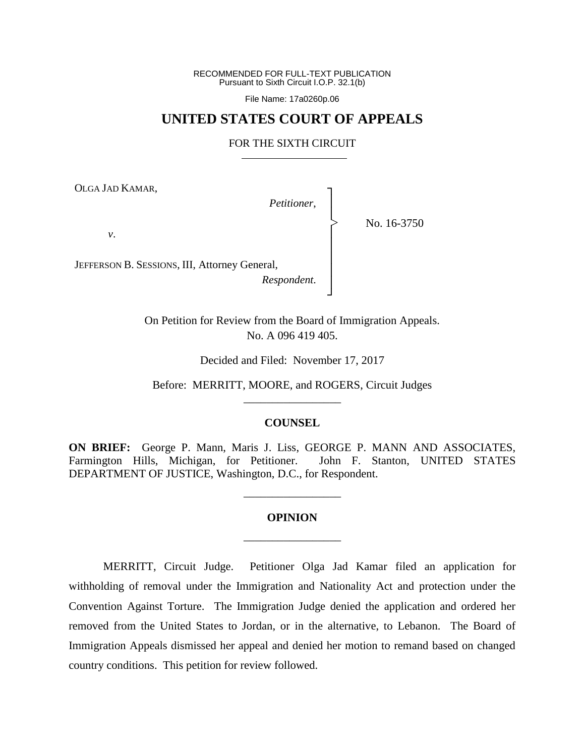RECOMMENDED FOR FULL-TEXT PUBLICATION
Pursuant to Sixth Circuit I.O.P. 32.1(b)

File Name: 17a0260p.06

# UNITED STATES COURT OF APPEALS

## FOR THE SIXTH CIRCUIT

OLGA JAD KAMAR,

*Petitioner*,

*v*.

JEFFERSON B. SESSIONS, III, Attorney General,

*Respondent*.

No. 16-3750

On Petition for Review from the Board of Immigration Appeals.
No. A 096 419 405.

Decided and Filed: November 17, 2017

Before: MERRITT, MOORE, and ROGERS, Circuit Judges

### COUNSEL

**ON BRIEF:** George P. Mann, Maris J. Liss, GEORGE P. MANN AND ASSOCIATES, Farmington Hills, Michigan, for Petitioner. John F. Stanton, UNITED STATES DEPARTMENT OF JUSTICE, Washington, D.C., for Respondent.

### OPINION

MERRITT, Circuit Judge. Petitioner Olga Jad Kamar filed an application for withholding of removal under the Immigration and Nationality Act and protection under the Convention Against Torture. The Immigration Judge denied the application and ordered her removed from the United States to Jordan, or in the alternative, to Lebanon. The Board of Immigration Appeals dismissed her appeal and denied her motion to remand based on changed country conditions. This petition for review followed.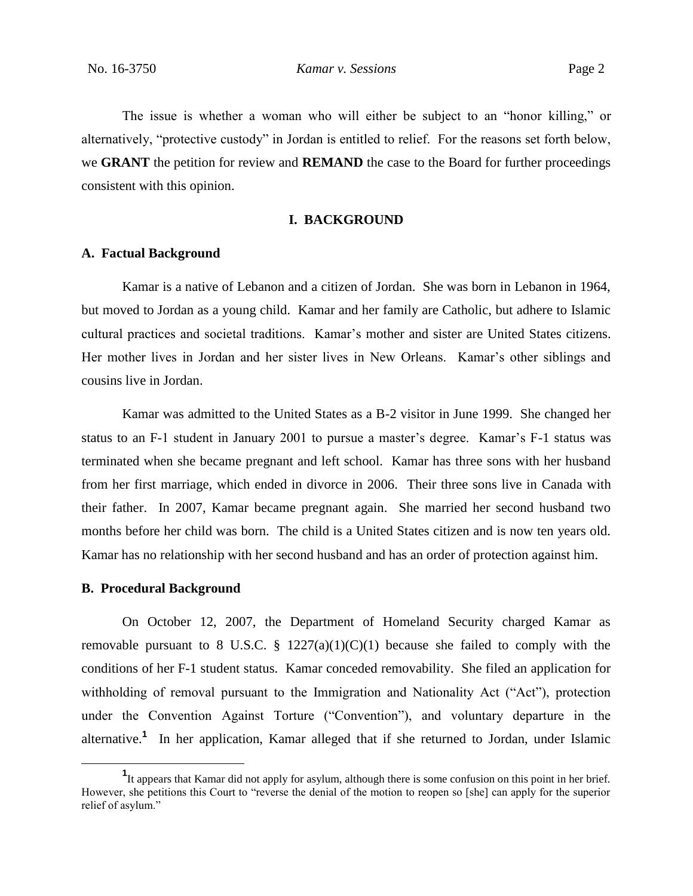The issue is whether a woman who will either be subject to an "honor killing," or alternatively, "protective custody" in Jordan is entitled to relief. For the reasons set forth below, we **GRANT** the petition for review and **REMAND** the case to the Board for further proceedings consistent with this opinion.

## I. BACKGROUND

### A. Factual Background

Kamar is a native of Lebanon and a citizen of Jordan. She was born in Lebanon in 1964, but moved to Jordan as a young child. Kamar and her family are Catholic, but adhere to Islamic cultural practices and societal traditions. Kamar's mother and sister are United States citizens. Her mother lives in Jordan and her sister lives in New Orleans. Kamar's other siblings and cousins live in Jordan.

Kamar was admitted to the United States as a B-2 visitor in June 1999. She changed her status to an F-1 student in January 2001 to pursue a master's degree. Kamar's F-1 status was terminated when she became pregnant and left school. Kamar has three sons with her husband from her first marriage, which ended in divorce in 2006. Their three sons live in Canada with their father. In 2007, Kamar became pregnant again. She married her second husband two months before her child was born. The child is a United States citizen and is now ten years old. Kamar has no relationship with her second husband and has an order of protection against him.

### B. Procedural Background

On October 12, 2007, the Department of Homeland Security charged Kamar as removable pursuant to 8 U.S.C. § 1227(a)(1)(C)(1) because she failed to comply with the conditions of her F-1 student status. Kamar conceded removability. She filed an application for withholding of removal pursuant to the Immigration and Nationality Act ("Act"), protection under the Convention Against Torture ("Convention"), and voluntary departure in the alternative.[1] In her application, Kamar alleged that if she returned to Jordan, under Islamic

[1] It appears that Kamar did not apply for asylum, although there is some confusion on this point in her brief. However, she petitions this Court to "reverse the denial of the motion to reopen so [she] can apply for the superior relief of asylum."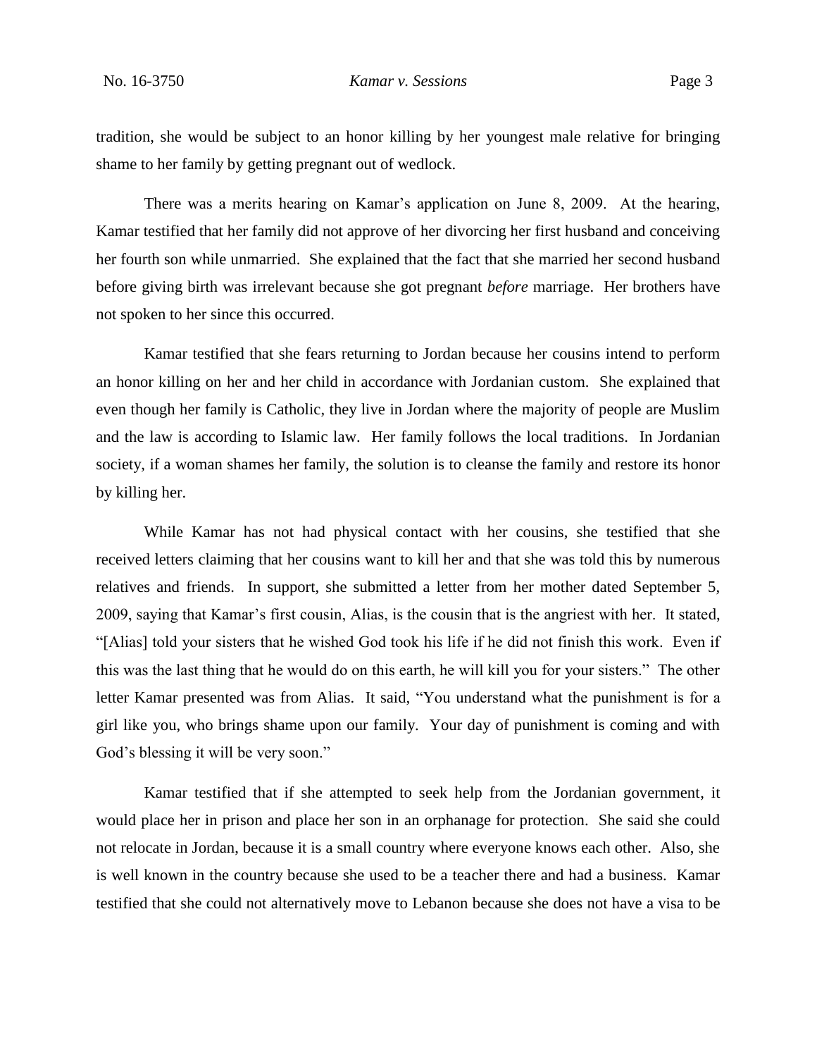tradition, she would be subject to an honor killing by her youngest male relative for bringing shame to her family by getting pregnant out of wedlock.

There was a merits hearing on Kamar's application on June 8, 2009. At the hearing, Kamar testified that her family did not approve of her divorcing her first husband and conceiving her fourth son while unmarried. She explained that the fact that she married her second husband before giving birth was irrelevant because she got pregnant *before* marriage. Her brothers have not spoken to her since this occurred.

Kamar testified that she fears returning to Jordan because her cousins intend to perform an honor killing on her and her child in accordance with Jordanian custom. She explained that even though her family is Catholic, they live in Jordan where the majority of people are Muslim and the law is according to Islamic law. Her family follows the local traditions. In Jordanian society, if a woman shames her family, the solution is to cleanse the family and restore its honor by killing her.

While Kamar has not had physical contact with her cousins, she testified that she received letters claiming that her cousins want to kill her and that she was told this by numerous relatives and friends. In support, she submitted a letter from her mother dated September 5, 2009, saying that Kamar's first cousin, Alias, is the cousin that is the angriest with her. It stated, "[Alias] told your sisters that he wished God took his life if he did not finish this work. Even if this was the last thing that he would do on this earth, he will kill you for your sisters." The other letter Kamar presented was from Alias. It said, "You understand what the punishment is for a girl like you, who brings shame upon our family. Your day of punishment is coming and with God's blessing it will be very soon."

Kamar testified that if she attempted to seek help from the Jordanian government, it would place her in prison and place her son in an orphanage for protection. She said she could not relocate in Jordan, because it is a small country where everyone knows each other. Also, she is well known in the country because she used to be a teacher there and had a business. Kamar testified that she could not alternatively move to Lebanon because she does not have a visa to be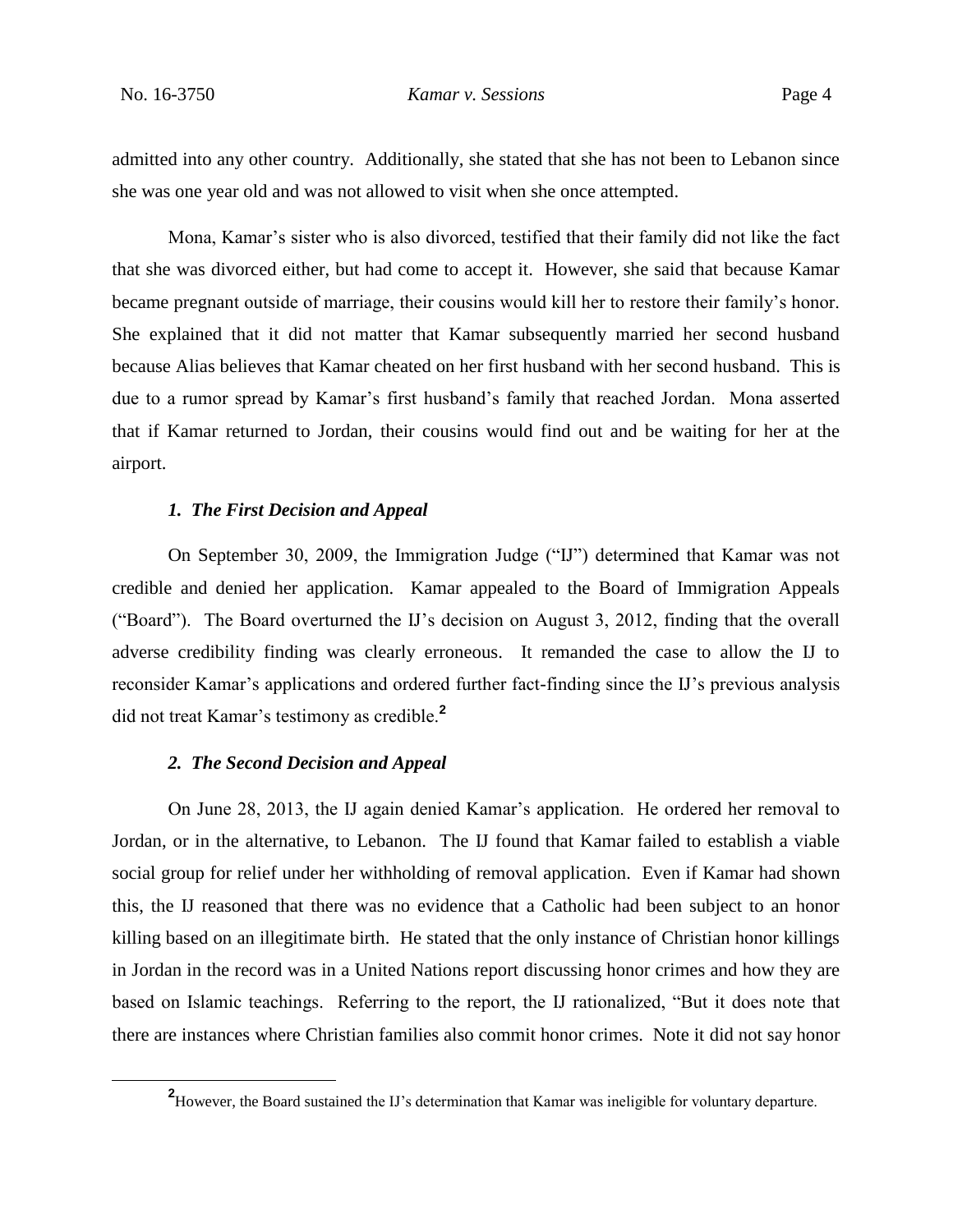admitted into any other country. Additionally, she stated that she has not been to Lebanon since she was one year old and was not allowed to visit when she once attempted.

Mona, Kamar's sister who is also divorced, testified that their family did not like the fact that she was divorced either, but had come to accept it. However, she said that because Kamar became pregnant outside of marriage, their cousins would kill her to restore their family's honor. She explained that it did not matter that Kamar subsequently married her second husband because Alias believes that Kamar cheated on her first husband with her second husband. This is due to a rumor spread by Kamar's first husband's family that reached Jordan. Mona asserted that if Kamar returned to Jordan, their cousins would find out and be waiting for her at the airport.

### *1. The First Decision and Appeal*

On September 30, 2009, the Immigration Judge ("IJ") determined that Kamar was not credible and denied her application. Kamar appealed to the Board of Immigration Appeals ("Board"). The Board overturned the IJ's decision on August 3, 2012, finding that the overall adverse credibility finding was clearly erroneous. It remanded the case to allow the IJ to reconsider Kamar's applications and ordered further fact-finding since the IJ's previous analysis did not treat Kamar's testimony as credible.[2]

### *2. The Second Decision and Appeal*

On June 28, 2013, the IJ again denied Kamar's application. He ordered her removal to Jordan, or in the alternative, to Lebanon. The IJ found that Kamar failed to establish a viable social group for relief under her withholding of removal application. Even if Kamar had shown this, the IJ reasoned that there was no evidence that a Catholic had been subject to an honor killing based on an illegitimate birth. He stated that the only instance of Christian honor killings in Jordan in the record was in a United Nations report discussing honor crimes and how they are based on Islamic teachings. Referring to the report, the IJ rationalized, "But it does note that there are instances where Christian families also commit honor crimes. Note it did not say honor

[2] However, the Board sustained the IJ's determination that Kamar was ineligible for voluntary departure.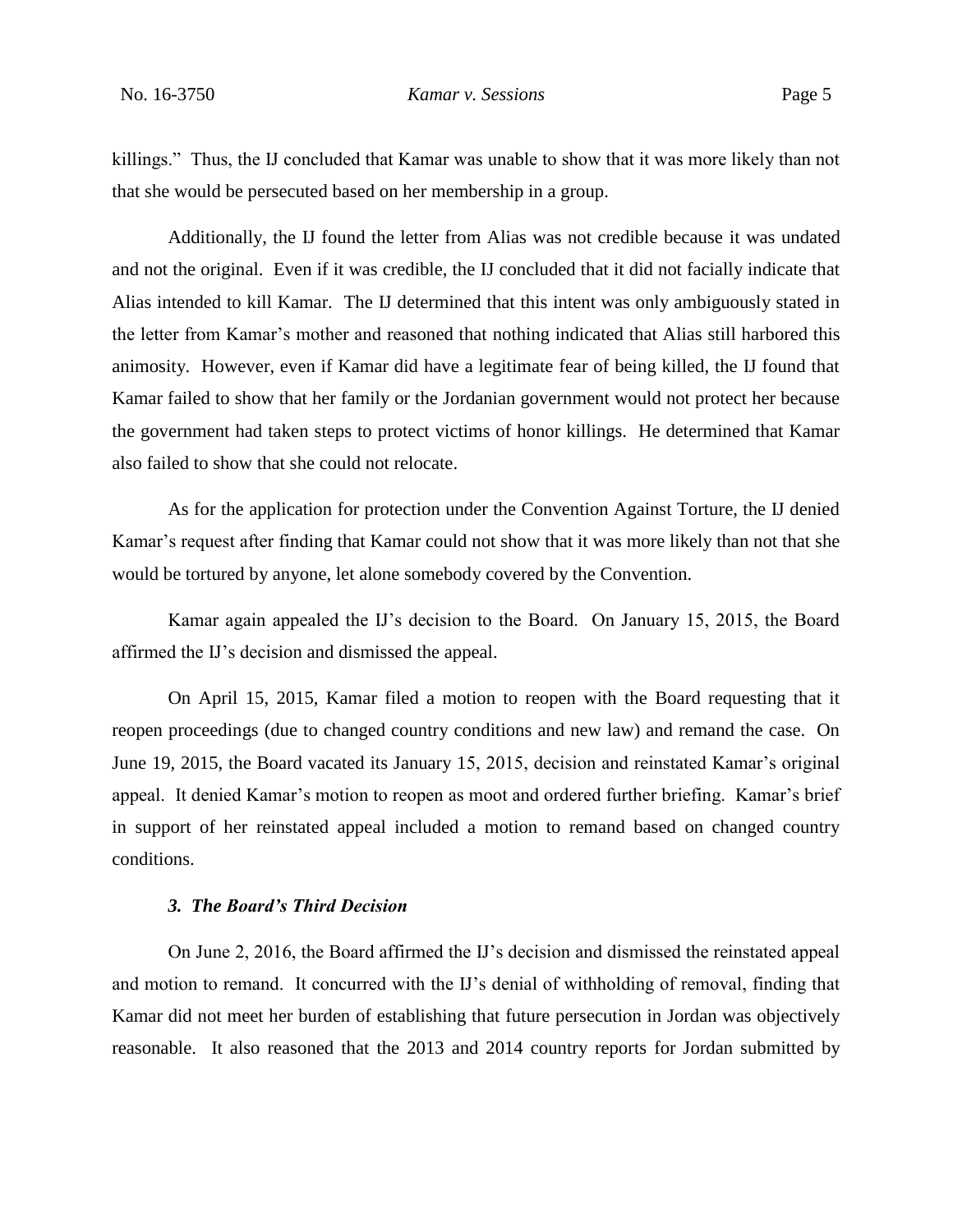killings." Thus, the IJ concluded that Kamar was unable to show that it was more likely than not that she would be persecuted based on her membership in a group.

Additionally, the IJ found the letter from Alias was not credible because it was undated and not the original. Even if it was credible, the IJ concluded that it did not facially indicate that Alias intended to kill Kamar. The IJ determined that this intent was only ambiguously stated in the letter from Kamar's mother and reasoned that nothing indicated that Alias still harbored this animosity. However, even if Kamar did have a legitimate fear of being killed, the IJ found that Kamar failed to show that her family or the Jordanian government would not protect her because the government had taken steps to protect victims of honor killings. He determined that Kamar also failed to show that she could not relocate.

As for the application for protection under the Convention Against Torture, the IJ denied Kamar's request after finding that Kamar could not show that it was more likely than not that she would be tortured by anyone, let alone somebody covered by the Convention.

Kamar again appealed the IJ's decision to the Board. On January 15, 2015, the Board affirmed the IJ's decision and dismissed the appeal.

On April 15, 2015, Kamar filed a motion to reopen with the Board requesting that it reopen proceedings (due to changed country conditions and new law) and remand the case. On June 19, 2015, the Board vacated its January 15, 2015, decision and reinstated Kamar's original appeal. It denied Kamar's motion to reopen as moot and ordered further briefing. Kamar's brief in support of her reinstated appeal included a motion to remand based on changed country conditions.

### *3. The Board's Third Decision*

On June 2, 2016, the Board affirmed the IJ's decision and dismissed the reinstated appeal and motion to remand. It concurred with the IJ's denial of withholding of removal, finding that Kamar did not meet her burden of establishing that future persecution in Jordan was objectively reasonable. It also reasoned that the 2013 and 2014 country reports for Jordan submitted by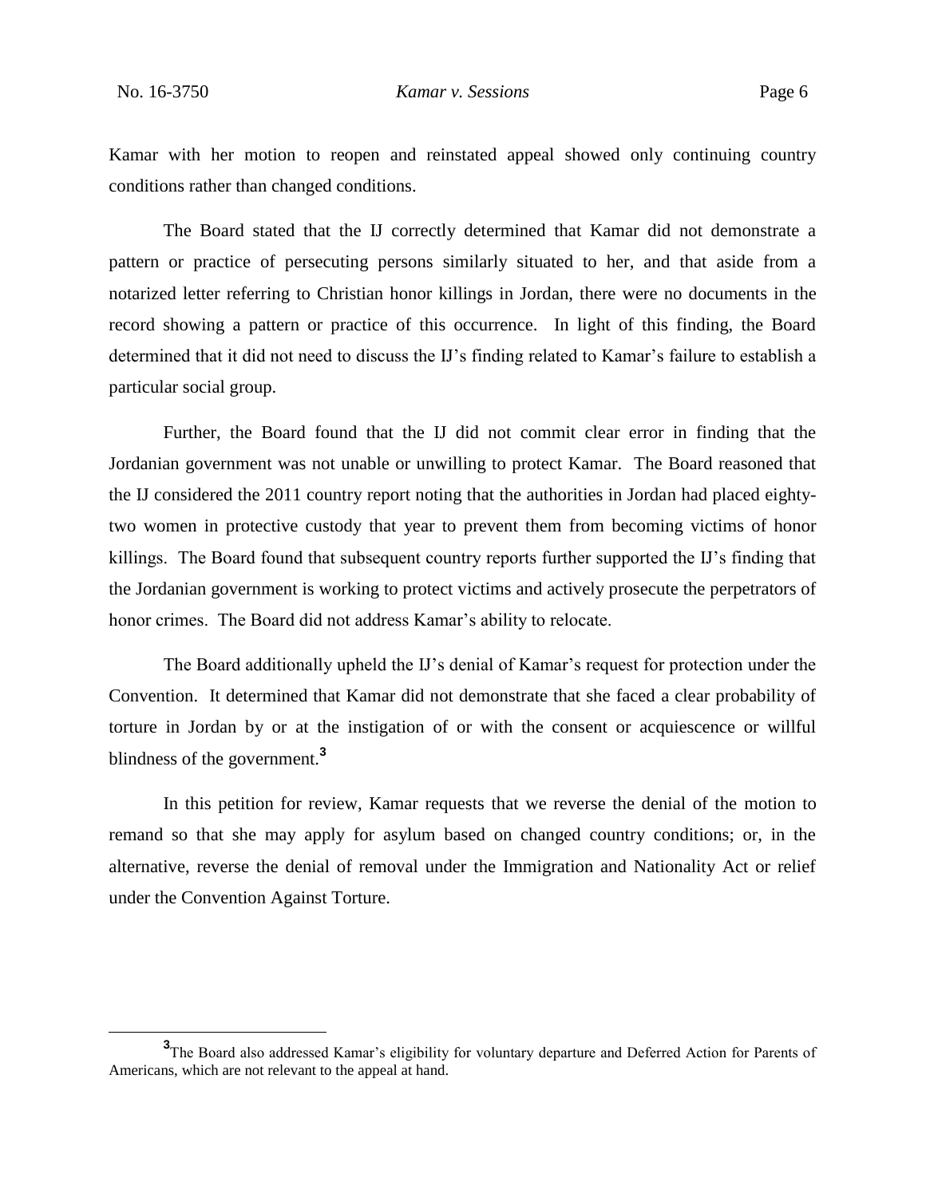Kamar with her motion to reopen and reinstated appeal showed only continuing country conditions rather than changed conditions.

The Board stated that the IJ correctly determined that Kamar did not demonstrate a pattern or practice of persecuting persons similarly situated to her, and that aside from a notarized letter referring to Christian honor killings in Jordan, there were no documents in the record showing a pattern or practice of this occurrence. In light of this finding, the Board determined that it did not need to discuss the IJ's finding related to Kamar's failure to establish a particular social group.

Further, the Board found that the IJ did not commit clear error in finding that the Jordanian government was not unable or unwilling to protect Kamar. The Board reasoned that the IJ considered the 2011 country report noting that the authorities in Jordan had placed eighty-two women in protective custody that year to prevent them from becoming victims of honor killings. The Board found that subsequent country reports further supported the IJ's finding that the Jordanian government is working to protect victims and actively prosecute the perpetrators of honor crimes. The Board did not address Kamar's ability to relocate.

The Board additionally upheld the IJ's denial of Kamar's request for protection under the Convention. It determined that Kamar did not demonstrate that she faced a clear probability of torture in Jordan by or at the instigation of or with the consent or acquiescence or willful blindness of the government.[3]

In this petition for review, Kamar requests that we reverse the denial of the motion to remand so that she may apply for asylum based on changed country conditions; or, in the alternative, reverse the denial of removal under the Immigration and Nationality Act or relief under the Convention Against Torture.

---

[3] The Board also addressed Kamar's eligibility for voluntary departure and Deferred Action for Parents of Americans, which are not relevant to the appeal at hand.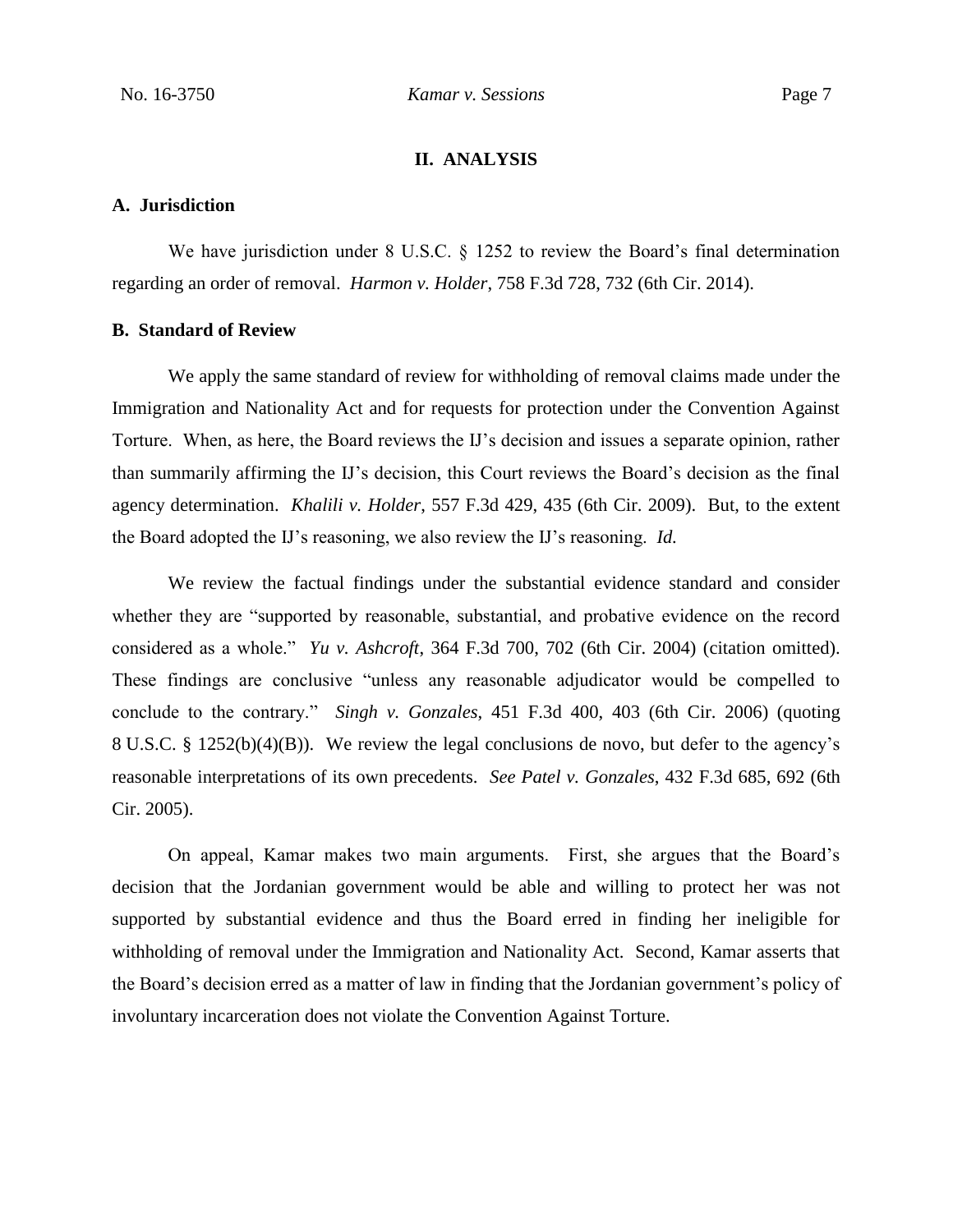## II. ANALYSIS

### A. Jurisdiction

We have jurisdiction under 8 U.S.C. § 1252 to review the Board's final determination regarding an order of removal. *Harmon v. Holder*, 758 F.3d 728, 732 (6th Cir. 2014).

### B. Standard of Review

We apply the same standard of review for withholding of removal claims made under the Immigration and Nationality Act and for requests for protection under the Convention Against Torture. When, as here, the Board reviews the IJ's decision and issues a separate opinion, rather than summarily affirming the IJ's decision, this Court reviews the Board's decision as the final agency determination. *Khalili v. Holder*, 557 F.3d 429, 435 (6th Cir. 2009). But, to the extent the Board adopted the IJ's reasoning, we also review the IJ's reasoning. *Id.*

We review the factual findings under the substantial evidence standard and consider whether they are "supported by reasonable, substantial, and probative evidence on the record considered as a whole." *Yu v. Ashcroft*, 364 F.3d 700, 702 (6th Cir. 2004) (citation omitted). These findings are conclusive "unless any reasonable adjudicator would be compelled to conclude to the contrary." *Singh v. Gonzales*, 451 F.3d 400, 403 (6th Cir. 2006) (quoting 8 U.S.C. § 1252(b)(4)(B)). We review the legal conclusions de novo, but defer to the agency's reasonable interpretations of its own precedents. *See Patel v. Gonzales*, 432 F.3d 685, 692 (6th Cir. 2005).

On appeal, Kamar makes two main arguments. First, she argues that the Board's decision that the Jordanian government would be able and willing to protect her was not supported by substantial evidence and thus the Board erred in finding her ineligible for withholding of removal under the Immigration and Nationality Act. Second, Kamar asserts that the Board's decision erred as a matter of law in finding that the Jordanian government's policy of involuntary incarceration does not violate the Convention Against Torture.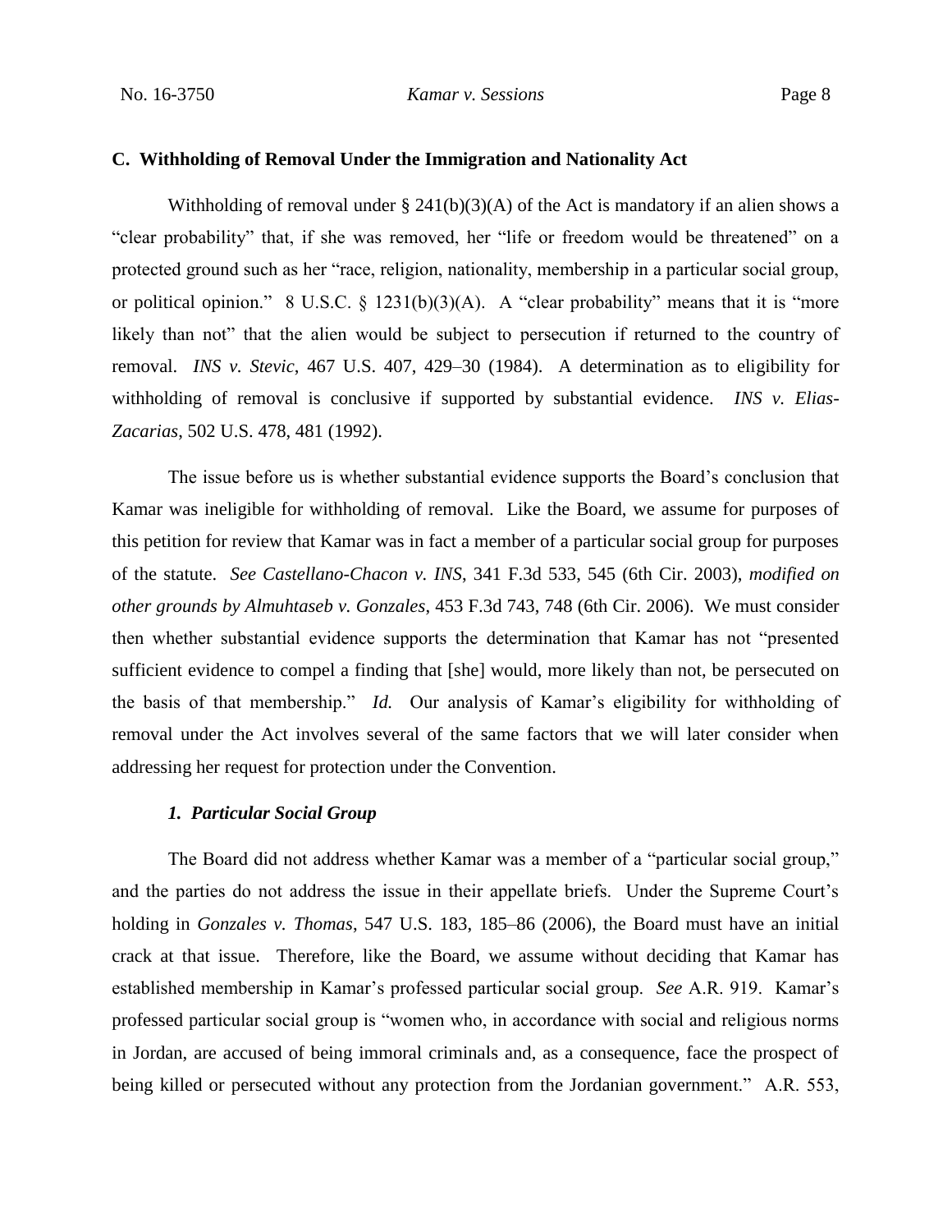### C. Withholding of Removal Under the Immigration and Nationality Act

Withholding of removal under § 241(b)(3)(A) of the Act is mandatory if an alien shows a "clear probability" that, if she was removed, her "life or freedom would be threatened" on a protected ground such as her "race, religion, nationality, membership in a particular social group, or political opinion." 8 U.S.C. § 1231(b)(3)(A). A "clear probability" means that it is "more likely than not" that the alien would be subject to persecution if returned to the country of removal. *INS v. Stevic*, 467 U.S. 407, 429–30 (1984). A determination as to eligibility for withholding of removal is conclusive if supported by substantial evidence. *INS v. Elias-Zacarias*, 502 U.S. 478, 481 (1992).

The issue before us is whether substantial evidence supports the Board's conclusion that Kamar was ineligible for withholding of removal. Like the Board, we assume for purposes of this petition for review that Kamar was in fact a member of a particular social group for purposes of the statute. *See Castellano-Chacon v. INS*, 341 F.3d 533, 545 (6th Cir. 2003), *modified on other grounds by Almuhtaseb v. Gonzales*, 453 F.3d 743, 748 (6th Cir. 2006). We must consider then whether substantial evidence supports the determination that Kamar has not "presented sufficient evidence to compel a finding that [she] would, more likely than not, be persecuted on the basis of that membership." *Id.* Our analysis of Kamar's eligibility for withholding of removal under the Act involves several of the same factors that we will later consider when addressing her request for protection under the Convention.

#### *1. Particular Social Group*

The Board did not address whether Kamar was a member of a "particular social group," and the parties do not address the issue in their appellate briefs. Under the Supreme Court's holding in *Gonzales v. Thomas*, 547 U.S. 183, 185–86 (2006), the Board must have an initial crack at that issue. Therefore, like the Board, we assume without deciding that Kamar has established membership in Kamar's professed particular social group. *See* A.R. 919. Kamar's professed particular social group is "women who, in accordance with social and religious norms in Jordan, are accused of being immoral criminals and, as a consequence, face the prospect of being killed or persecuted without any protection from the Jordanian government." A.R. 553,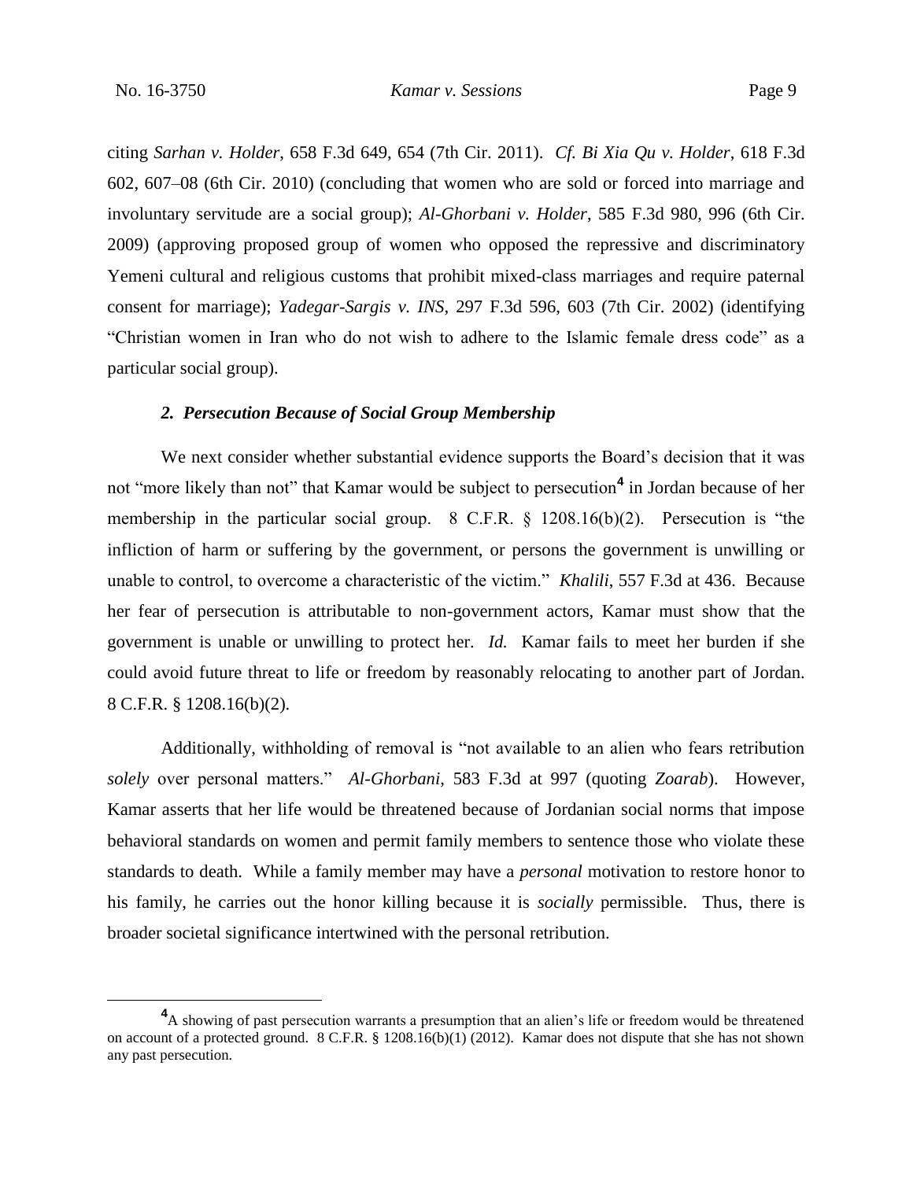citing *Sarhan v. Holder*, 658 F.3d 649, 654 (7th Cir. 2011). *Cf. Bi Xia Qu v. Holder*, 618 F.3d 602, 607–08 (6th Cir. 2010) (concluding that women who are sold or forced into marriage and involuntary servitude are a social group); *Al-Ghorbani v. Holder*, 585 F.3d 980, 996 (6th Cir. 2009) (approving proposed group of women who opposed the repressive and discriminatory Yemeni cultural and religious customs that prohibit mixed-class marriages and require paternal consent for marriage); *Yadegar-Sargis v. INS*, 297 F.3d 596, 603 (7th Cir. 2002) (identifying "Christian women in Iran who do not wish to adhere to the Islamic female dress code" as a particular social group).

### *2. Persecution Because of Social Group Membership*

We next consider whether substantial evidence supports the Board's decision that it was not "more likely than not" that Kamar would be subject to persecution[4] in Jordan because of her membership in the particular social group. 8 C.F.R. § 1208.16(b)(2). Persecution is "the infliction of harm or suffering by the government, or persons the government is unwilling or unable to control, to overcome a characteristic of the victim." *Khalili*, 557 F.3d at 436. Because her fear of persecution is attributable to non-government actors, Kamar must show that the government is unable or unwilling to protect her. *Id.* Kamar fails to meet her burden if she could avoid future threat to life or freedom by reasonably relocating to another part of Jordan. 8 C.F.R. § 1208.16(b)(2).

Additionally, withholding of removal is "not available to an alien who fears retribution *solely* over personal matters." *Al-Ghorbani*, 583 F.3d at 997 (quoting *Zoarab*). However, Kamar asserts that her life would be threatened because of Jordanian social norms that impose behavioral standards on women and permit family members to sentence those who violate these standards to death. While a family member may have a *personal* motivation to restore honor to his family, he carries out the honor killing because it is *socially* permissible. Thus, there is broader societal significance intertwined with the personal retribution.

[4] A showing of past persecution warrants a presumption that an alien's life or freedom would be threatened on account of a protected ground. 8 C.F.R. § 1208.16(b)(1) (2012). Kamar does not dispute that she has not shown any past persecution.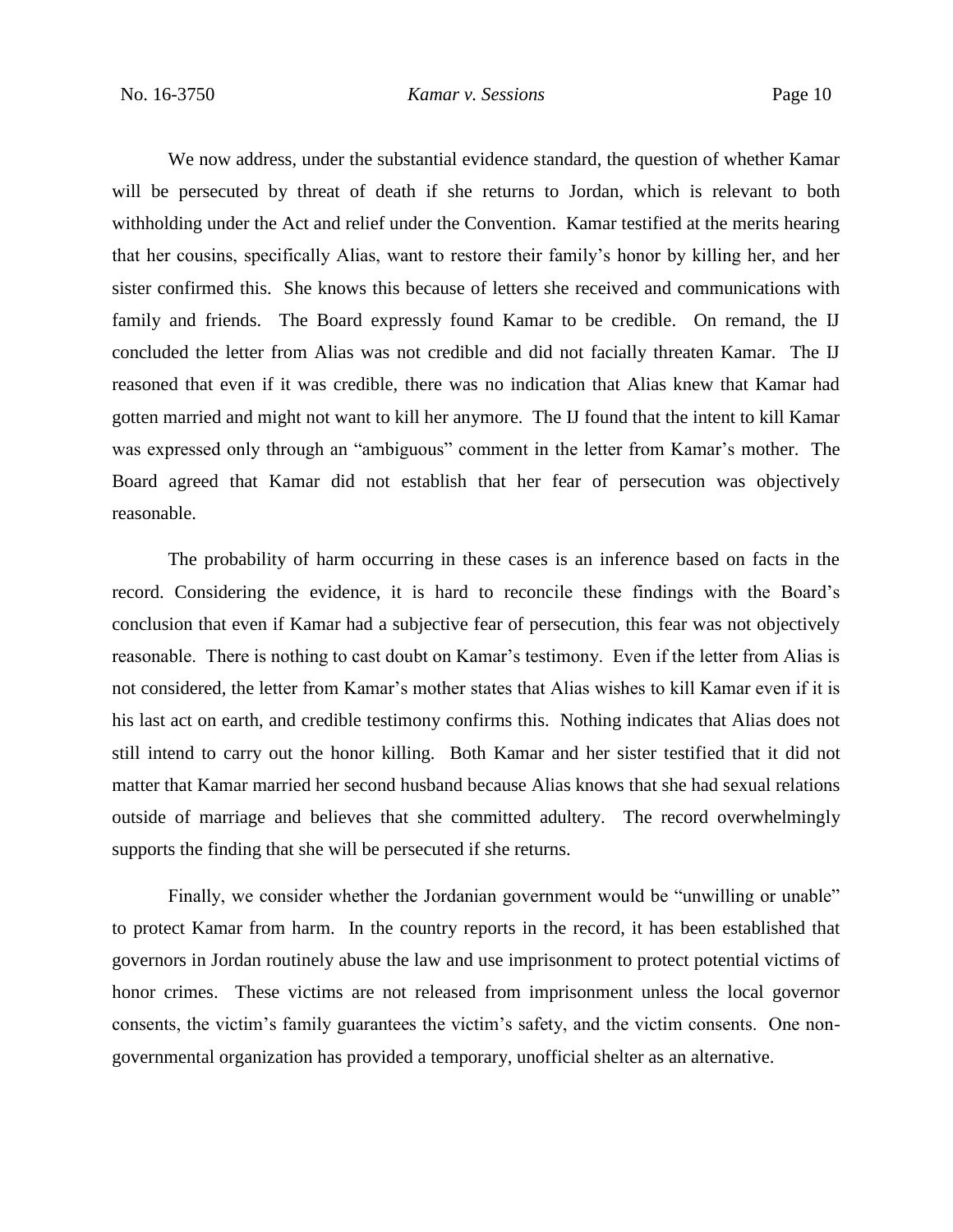We now address, under the substantial evidence standard, the question of whether Kamar will be persecuted by threat of death if she returns to Jordan, which is relevant to both withholding under the Act and relief under the Convention. Kamar testified at the merits hearing that her cousins, specifically Alias, want to restore their family's honor by killing her, and her sister confirmed this. She knows this because of letters she received and communications with family and friends. The Board expressly found Kamar to be credible. On remand, the IJ concluded the letter from Alias was not credible and did not facially threaten Kamar. The IJ reasoned that even if it was credible, there was no indication that Alias knew that Kamar had gotten married and might not want to kill her anymore. The IJ found that the intent to kill Kamar was expressed only through an "ambiguous" comment in the letter from Kamar's mother. The Board agreed that Kamar did not establish that her fear of persecution was objectively reasonable.

The probability of harm occurring in these cases is an inference based on facts in the record. Considering the evidence, it is hard to reconcile these findings with the Board's conclusion that even if Kamar had a subjective fear of persecution, this fear was not objectively reasonable. There is nothing to cast doubt on Kamar's testimony. Even if the letter from Alias is not considered, the letter from Kamar's mother states that Alias wishes to kill Kamar even if it is his last act on earth, and credible testimony confirms this. Nothing indicates that Alias does not still intend to carry out the honor killing. Both Kamar and her sister testified that it did not matter that Kamar married her second husband because Alias knows that she had sexual relations outside of marriage and believes that she committed adultery. The record overwhelmingly supports the finding that she will be persecuted if she returns.

Finally, we consider whether the Jordanian government would be "unwilling or unable" to protect Kamar from harm. In the country reports in the record, it has been established that governors in Jordan routinely abuse the law and use imprisonment to protect potential victims of honor crimes. These victims are not released from imprisonment unless the local governor consents, the victim's family guarantees the victim's safety, and the victim consents. One non-governmental organization has provided a temporary, unofficial shelter as an alternative.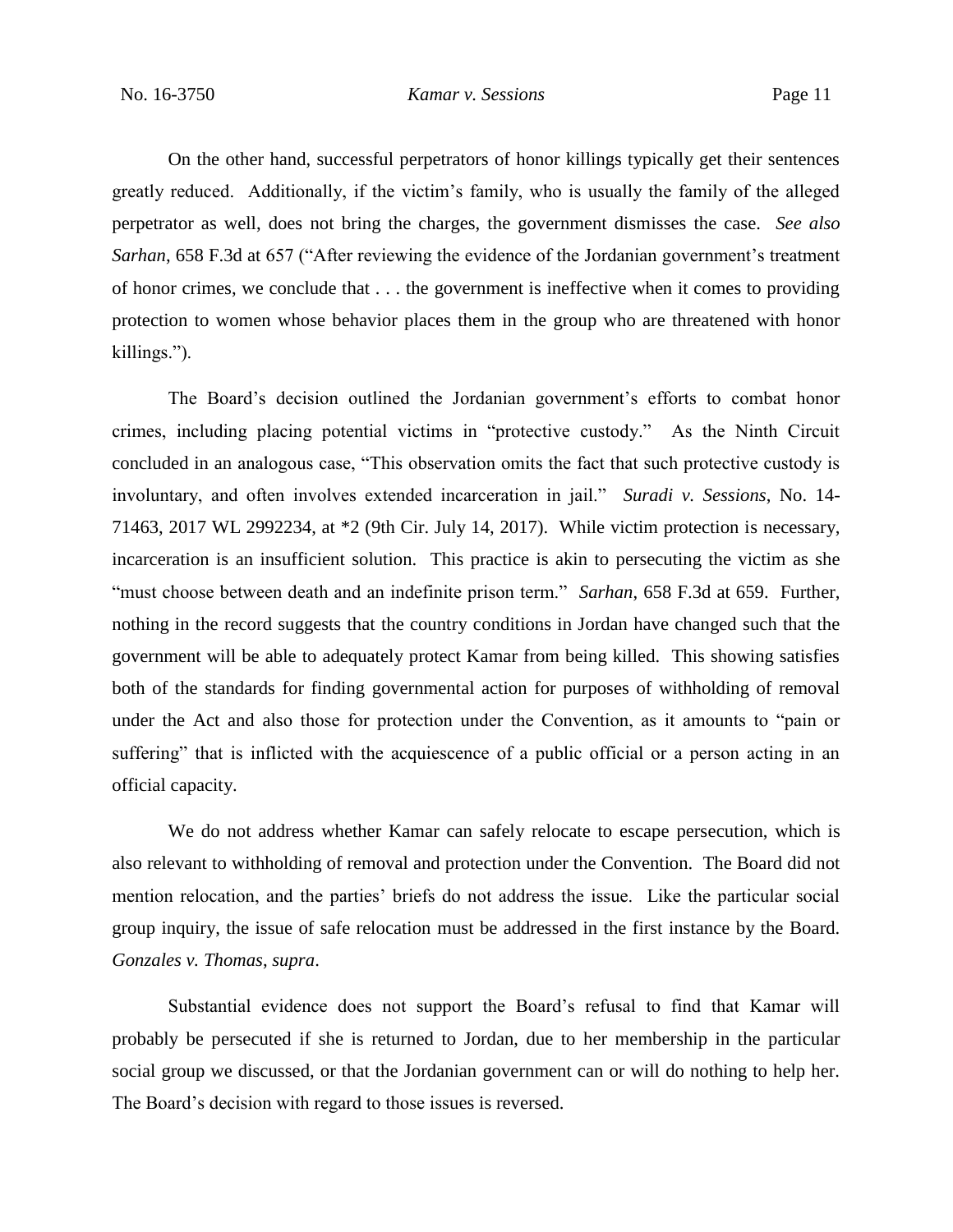On the other hand, successful perpetrators of honor killings typically get their sentences greatly reduced. Additionally, if the victim's family, who is usually the family of the alleged perpetrator as well, does not bring the charges, the government dismisses the case. *See also Sarhan*, 658 F.3d at 657 ("After reviewing the evidence of the Jordanian government's treatment of honor crimes, we conclude that . . . the government is ineffective when it comes to providing protection to women whose behavior places them in the group who are threatened with honor killings.").

The Board's decision outlined the Jordanian government's efforts to combat honor crimes, including placing potential victims in "protective custody." As the Ninth Circuit concluded in an analogous case, "This observation omits the fact that such protective custody is involuntary, and often involves extended incarceration in jail." *Suradi v. Sessions*, No. 14-71463, 2017 WL 2992234, at *2 (9th Cir. July 14, 2017). While victim protection is necessary, incarceration is an insufficient solution. This practice is akin to persecuting the victim as she "must choose between death and an indefinite prison term." *Sarhan*, 658 F.3d at 659. Further, nothing in the record suggests that the country conditions in Jordan have changed such that the government will be able to adequately protect Kamar from being killed. This showing satisfies both of the standards for finding governmental action for purposes of withholding of removal under the Act and also those for protection under the Convention, as it amounts to "pain or suffering" that is inflicted with the acquiescence of a public official or a person acting in an official capacity.

We do not address whether Kamar can safely relocate to escape persecution, which is also relevant to withholding of removal and protection under the Convention. The Board did not mention relocation, and the parties' briefs do not address the issue. Like the particular social group inquiry, the issue of safe relocation must be addressed in the first instance by the Board. *Gonzales v. Thomas*, *supra*.

Substantial evidence does not support the Board's refusal to find that Kamar will probably be persecuted if she is returned to Jordan, due to her membership in the particular social group we discussed, or that the Jordanian government can or will do nothing to help her. The Board's decision with regard to those issues is reversed.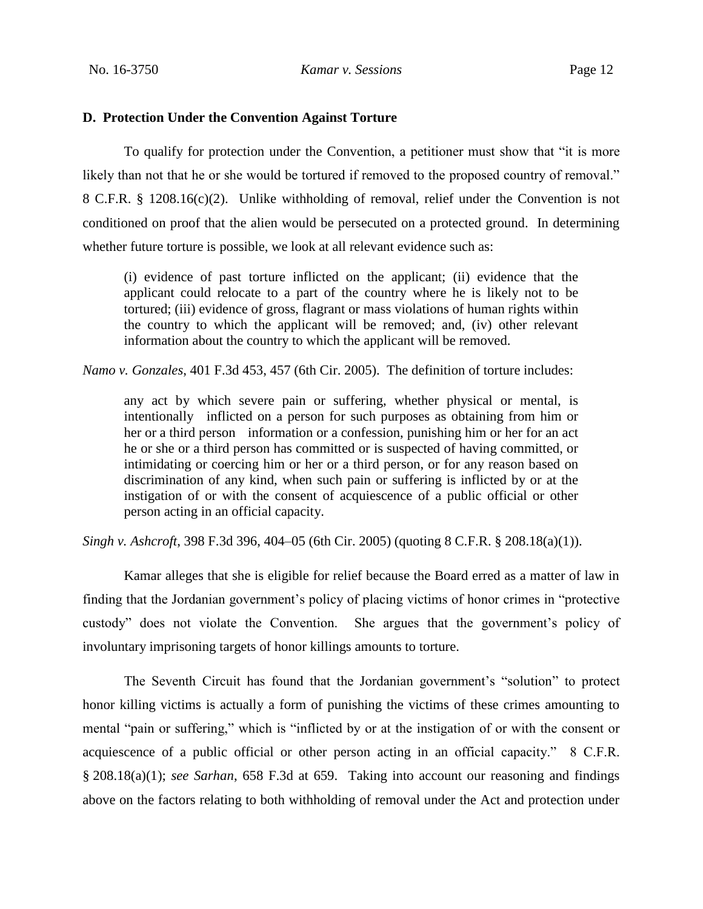### D. Protection Under the Convention Against Torture

To qualify for protection under the Convention, a petitioner must show that "it is more likely than not that he or she would be tortured if removed to the proposed country of removal." 8 C.F.R. § 1208.16(c)(2). Unlike withholding of removal, relief under the Convention is not conditioned on proof that the alien would be persecuted on a protected ground. In determining whether future torture is possible, we look at all relevant evidence such as:

> (i) evidence of past torture inflicted on the applicant; (ii) evidence that the applicant could relocate to a part of the country where he is likely not to be tortured; (iii) evidence of gross, flagrant or mass violations of human rights within the country to which the applicant will be removed; and, (iv) other relevant information about the country to which the applicant will be removed.

*Namo v. Gonzales*, 401 F.3d 453, 457 (6th Cir. 2005). The definition of torture includes:

> any act by which severe pain or suffering, whether physical or mental, is intentionally inflicted on a person for such purposes as obtaining from him or her or a third person information or a confession, punishing him or her for an act he or she or a third person has committed or is suspected of having committed, or intimidating or coercing him or her or a third person, or for any reason based on discrimination of any kind, when such pain or suffering is inflicted by or at the instigation of or with the consent of acquiescence of a public official or other person acting in an official capacity.

*Singh v. Ashcroft*, 398 F.3d 396, 404–05 (6th Cir. 2005) (quoting 8 C.F.R. § 208.18(a)(1)).

Kamar alleges that she is eligible for relief because the Board erred as a matter of law in finding that the Jordanian government's policy of placing victims of honor crimes in "protective custody" does not violate the Convention. She argues that the government's policy of involuntary imprisoning targets of honor killings amounts to torture.

The Seventh Circuit has found that the Jordanian government's "solution" to protect honor killing victims is actually a form of punishing the victims of these crimes amounting to mental "pain or suffering," which is "inflicted by or at the instigation of or with the consent or acquiescence of a public official or other person acting in an official capacity." 8 C.F.R. § 208.18(a)(1); *see Sarhan*, 658 F.3d at 659. Taking into account our reasoning and findings above on the factors relating to both withholding of removal under the Act and protection under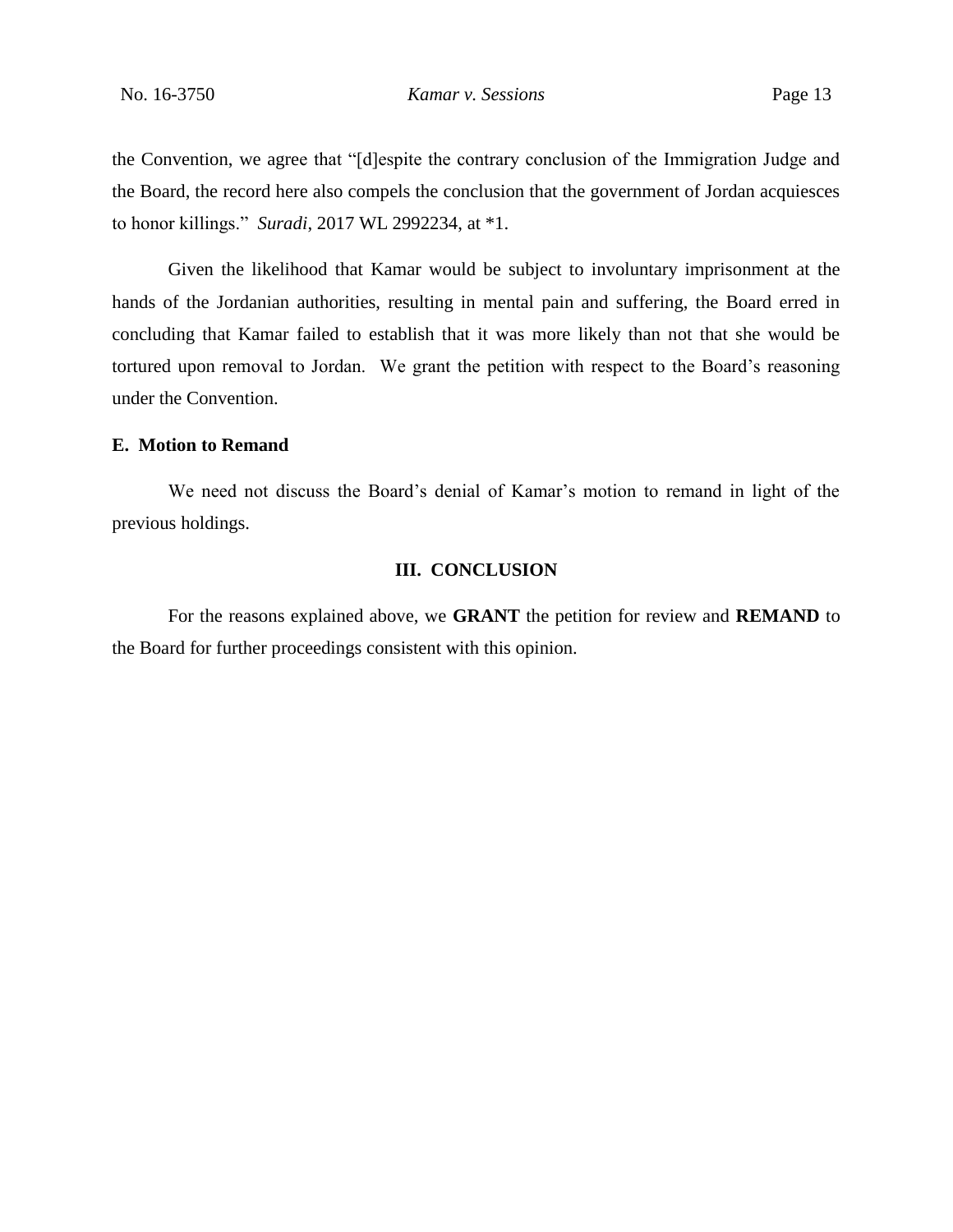the Convention, we agree that "[d]espite the contrary conclusion of the Immigration Judge and the Board, the record here also compels the conclusion that the government of Jordan acquiesces to honor killings." *Suradi*, 2017 WL 2992234, at *1.

Given the likelihood that Kamar would be subject to involuntary imprisonment at the hands of the Jordanian authorities, resulting in mental pain and suffering, the Board erred in concluding that Kamar failed to establish that it was more likely than not that she would be tortured upon removal to Jordan. We grant the petition with respect to the Board's reasoning under the Convention.

### E. Motion to Remand

We need not discuss the Board's denial of Kamar's motion to remand in light of the previous holdings.

## III. CONCLUSION

For the reasons explained above, we **GRANT** the petition for review and **REMAND** to the Board for further proceedings consistent with this opinion.